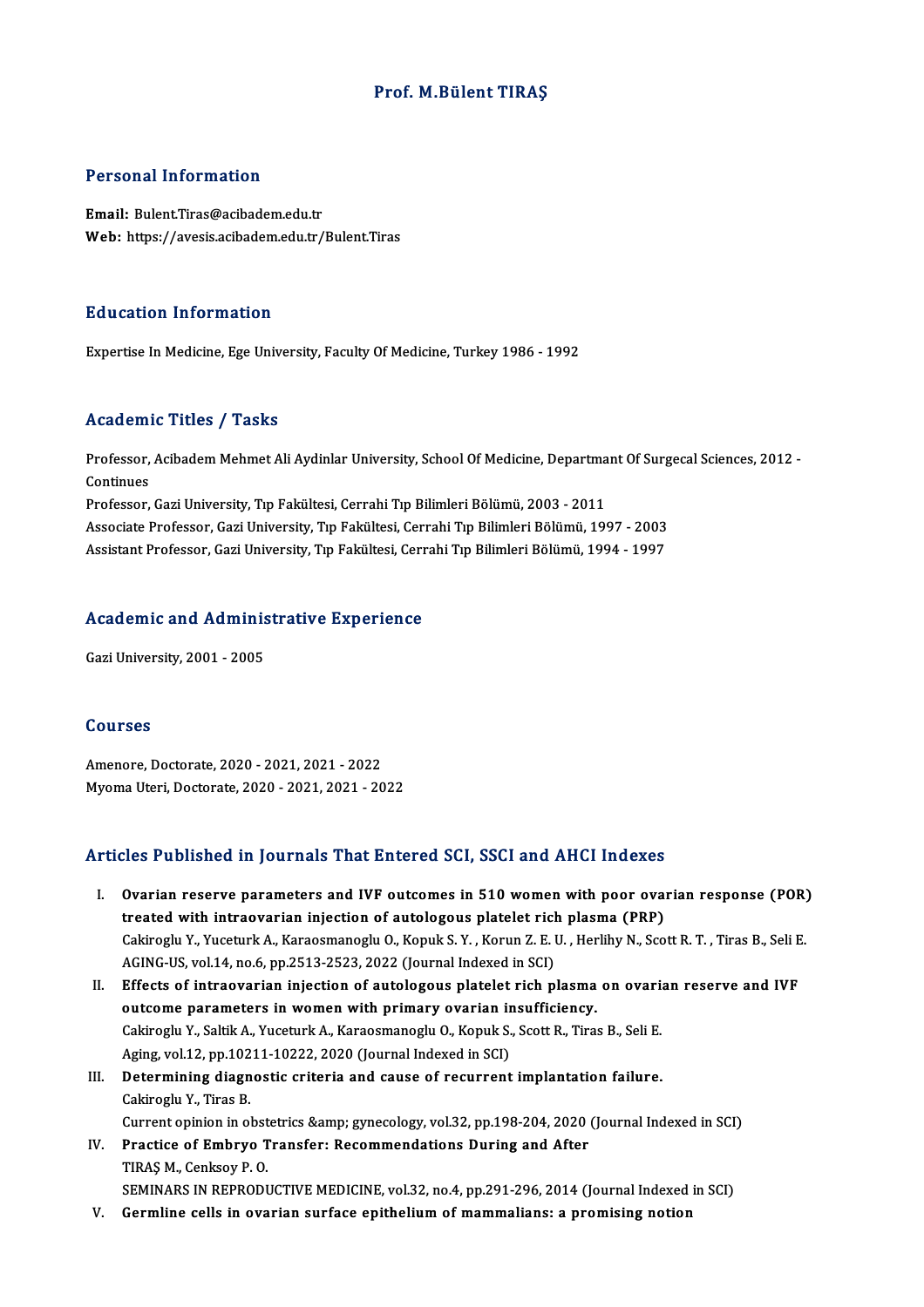# Prof. M.Bülent TIRAŞ

## Personal Information

**Email:** Bulent.Tiras@acibadem.edu.tr
**Web:** https://avesis.acibadem.edu.tr/Bulent.Tiras

## Education Information

Expertise In Medicine, Ege University, Faculty Of Medicine, Turkey 1986 - 1992

## Academic Titles / Tasks

Professor, Acibadem Mehmet Ali Aydinlar University, School Of Medicine, Departmant Of Surgecal Sciences, 2012 - Continues
Professor, Gazi University, Tıp Fakültesi, Cerrahi Tıp Bilimleri Bölümü, 2003 - 2011
Associate Professor, Gazi University, Tıp Fakültesi, Cerrahi Tıp Bilimleri Bölümü, 1997 - 2003
Assistant Professor, Gazi University, Tıp Fakültesi, Cerrahi Tıp Bilimleri Bölümü, 1994 - 1997

## Academic and Administrative Experience

Gazi University, 2001 - 2005

## Courses

Amenore, Doctorate, 2020 - 2021, 2021 - 2022
Myoma Uteri, Doctorate, 2020 - 2021, 2021 - 2022

## Articles Published in Journals That Entered SCI, SSCI and AHCI Indexes

I. **Ovarian reserve parameters and IVF outcomes in 510 women with poor ovarian response (POR) treated with intraovarian injection of autologous platelet rich plasma (PRP)**
Cakiroglu Y., Yuceturk A., Karaosmanoglu O., Kopuk S. Y. , Korun Z. E. U. , Herlihy N., Scott R. T. , Tiras B., Seli E.
AGING-US, vol.14, no.6, pp.2513-2523, 2022 (Journal Indexed in SCI)

II. **Effects of intraovarian injection of autologous platelet rich plasma on ovarian reserve and IVF outcome parameters in women with primary ovarian insufficiency.**
Cakiroglu Y., Saltik A., Yuceturk A., Karaosmanoglu O., Kopuk S., Scott R., Tiras B., Seli E.
Aging, vol.12, pp.10211-10222, 2020 (Journal Indexed in SCI)

III. **Determining diagnostic criteria and cause of recurrent implantation failure.**
Cakiroglu Y., Tiras B.
Current opinion in obstetrics &amp; gynecology, vol.32, pp.198-204, 2020 (Journal Indexed in SCI)

IV. **Practice of Embryo Transfer: Recommendations During and After**
TIRAŞ M., Cenksoy P. O.
SEMINARS IN REPRODUCTIVE MEDICINE, vol.32, no.4, pp.291-296, 2014 (Journal Indexed in SCI)

V. **Germline cells in ovarian surface epithelium of mammalians: a promising notion**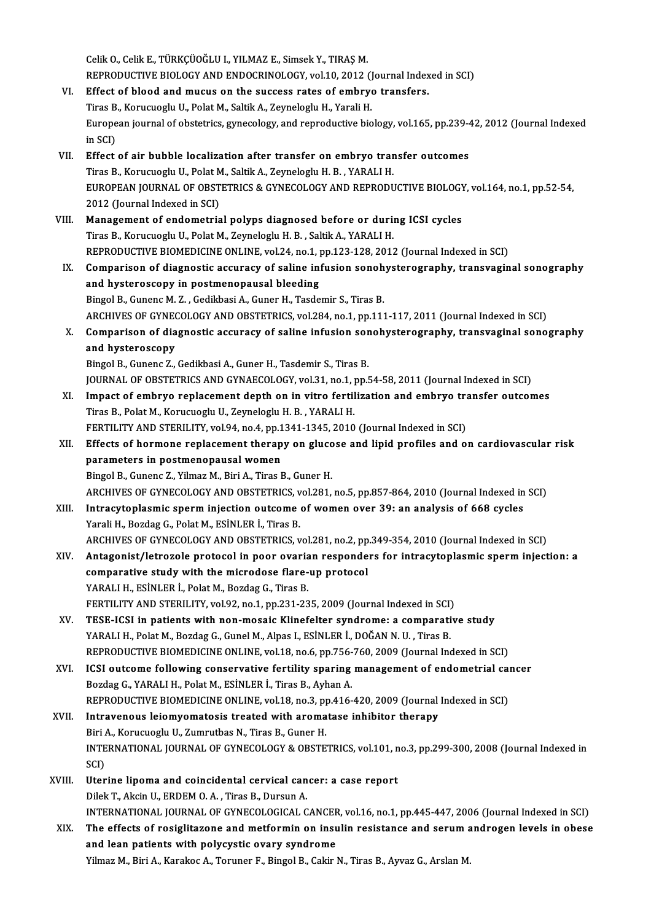Celik O., Celik E., TÜRKÇÜOĞLU I., YILMAZ E., Simsek Y., TIRAŞ M.
REPRODUCTIVE BIOLOGY AND ENDOCRINOLOGY, vol.10, 2012 (Journal Indexed in SCI)

VI. **Effect of blood and mucus on the success rates of embryo transfers.**
Tiras B., Korucuoglu U., Polat M., Saltik A., Zeyneloglu H., Yarali H.
European journal of obstetrics, gynecology, and reproductive biology, vol.165, pp.239-42, 2012 (Journal Indexed in SCI)

VII. **Effect of air bubble localization after transfer on embryo transfer outcomes**
Tiras B., Korucuoglu U., Polat M., Saltik A., Zeyneloglu H. B. , YARALI H.
EUROPEAN JOURNAL OF OBSTETRICS & GYNECOLOGY AND REPRODUCTIVE BIOLOGY, vol.164, no.1, pp.52-54, 2012 (Journal Indexed in SCI)

VIII. **Management of endometrial polyps diagnosed before or during ICSI cycles**
Tiras B., Korucuoglu U., Polat M., Zeyneloglu H. B. , Saltik A., YARALI H.
REPRODUCTIVE BIOMEDICINE ONLINE, vol.24, no.1, pp.123-128, 2012 (Journal Indexed in SCI)

IX. **Comparison of diagnostic accuracy of saline infusion sonohysterography, transvaginal sonography and hysteroscopy in postmenopausal bleeding**
Bingol B., Gunenc M. Z. , Gedikbasi A., Guner H., Tasdemir S., Tiras B.
ARCHIVES OF GYNECOLOGY AND OBSTETRICS, vol.284, no.1, pp.111-117, 2011 (Journal Indexed in SCI)

X. **Comparison of diagnostic accuracy of saline infusion sonohysterography, transvaginal sonography and hysteroscopy**
Bingol B., Gunenc Z., Gedikbasi A., Guner H., Tasdemir S., Tiras B.
JOURNAL OF OBSTETRICS AND GYNAECOLOGY, vol.31, no.1, pp.54-58, 2011 (Journal Indexed in SCI)

XI. **Impact of embryo replacement depth on in vitro fertilization and embryo transfer outcomes**
Tiras B., Polat M., Korucuoglu U., Zeyneloglu H. B. , YARALI H.
FERTILITY AND STERILITY, vol.94, no.4, pp.1341-1345, 2010 (Journal Indexed in SCI)

XII. **Effects of hormone replacement therapy on glucose and lipid profiles and on cardiovascular risk parameters in postmenopausal women**
Bingol B., Gunenc Z., Yilmaz M., Biri A., Tiras B., Guner H.
ARCHIVES OF GYNECOLOGY AND OBSTETRICS, vol.281, no.5, pp.857-864, 2010 (Journal Indexed in SCI)

XIII. **Intracytoplasmic sperm injection outcome of women over 39: an analysis of 668 cycles**
Yarali H., Bozdag G., Polat M., ESİNLER İ., Tiras B.
ARCHIVES OF GYNECOLOGY AND OBSTETRICS, vol.281, no.2, pp.349-354, 2010 (Journal Indexed in SCI)

XIV. **Antagonist/letrozole protocol in poor ovarian responders for intracytoplasmic sperm injection: a comparative study with the microdose flare-up protocol**
YARALI H., ESİNLER İ., Polat M., Bozdag G., Tiras B.
FERTILITY AND STERILITY, vol.92, no.1, pp.231-235, 2009 (Journal Indexed in SCI)

XV. **TESE-ICSI in patients with non-mosaic Klinefelter syndrome: a comparative study**
YARALI H., Polat M., Bozdag G., Gunel M., Alpas I., ESİNLER İ., DOĞAN N. U. , Tiras B.
REPRODUCTIVE BIOMEDICINE ONLINE, vol.18, no.6, pp.756-760, 2009 (Journal Indexed in SCI)

XVI. **ICSI outcome following conservative fertility sparing management of endometrial cancer**
Bozdag G., YARALI H., Polat M., ESİNLER İ., Tiras B., Ayhan A.
REPRODUCTIVE BIOMEDICINE ONLINE, vol.18, no.3, pp.416-420, 2009 (Journal Indexed in SCI)

XVII. **Intravenous leiomyomatosis treated with aromatase inhibitor therapy**
Biri A., Korucuoglu U., Zumrutbas N., Tiras B., Guner H.
INTERNATIONAL JOURNAL OF GYNECOLOGY & OBSTETRICS, vol.101, no.3, pp.299-300, 2008 (Journal Indexed in SCI)

XVIII. **Uterine lipoma and coincidental cervical cancer: a case report**
Dilek T., Akcin U., ERDEM O. A. , Tiras B., Dursun A.
INTERNATIONAL JOURNAL OF GYNECOLOGICAL CANCER, vol.16, no.1, pp.445-447, 2006 (Journal Indexed in SCI)

XIX. **The effects of rosiglitazone and metformin on insulin resistance and serum androgen levels in obese and lean patients with polycystic ovary syndrome**
Yilmaz M., Biri A., Karakoc A., Toruner F., Bingol B., Cakir N., Tiras B., Ayvaz G., Arslan M.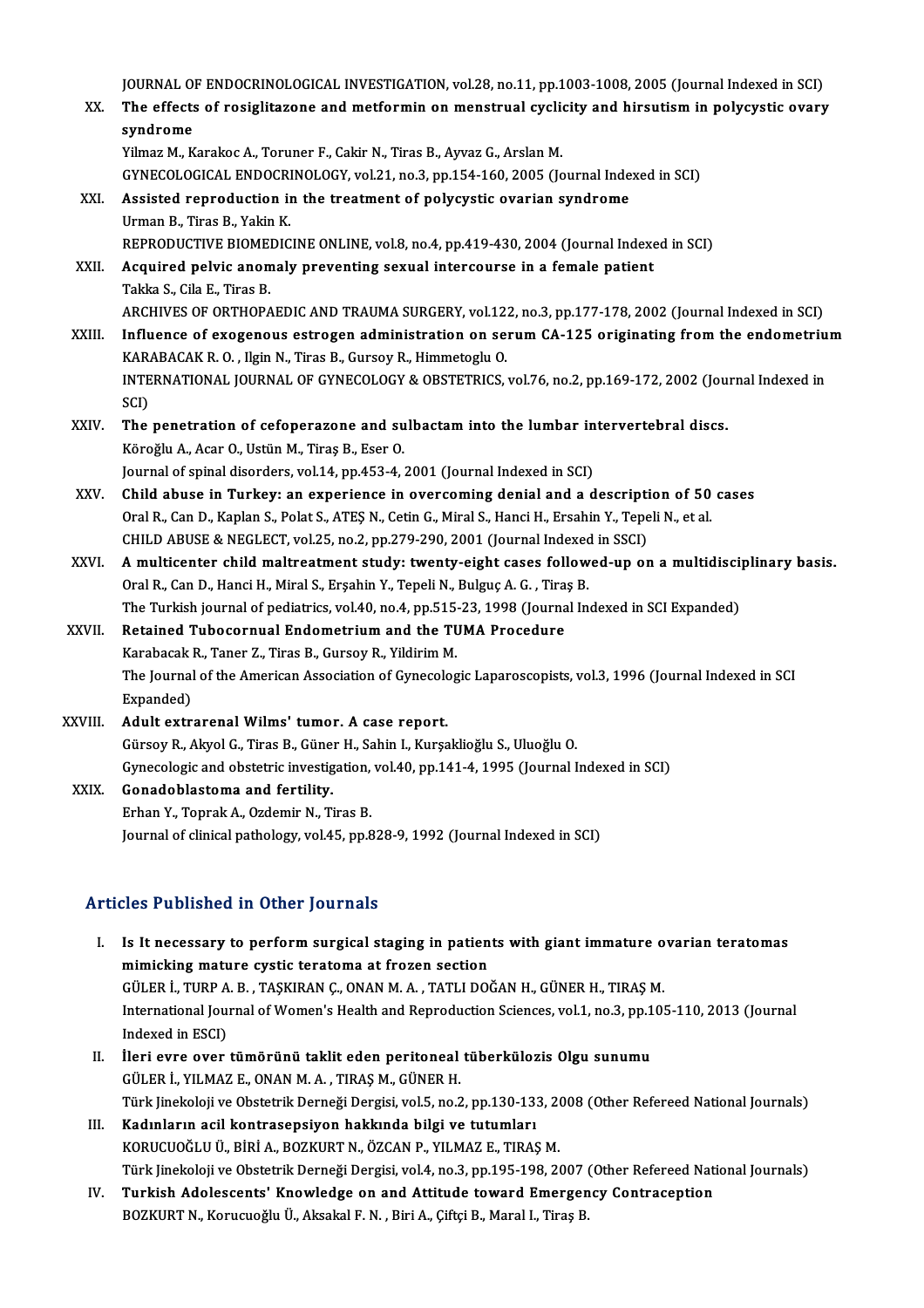JOURNAL OF ENDOCRINOLOGICAL INVESTIGATION, vol.28, no.11, pp.1003-1008, 2005 (Journal Indexed in SCI)

XX. **The effects of rosiglitazone and metformin on menstrual cyclicity and hirsutism in polycystic ovary syndrome**
Yilmaz M., Karakoc A., Toruner F., Cakir N., Tiras B., Ayvaz G., Arslan M.
GYNECOLOGICAL ENDOCRINOLOGY, vol.21, no.3, pp.154-160, 2005 (Journal Indexed in SCI)

XXI. **Assisted reproduction in the treatment of polycystic ovarian syndrome**
Urman B., Tiras B., Yakin K.
REPRODUCTIVE BIOMEDICINE ONLINE, vol.8, no.4, pp.419-430, 2004 (Journal Indexed in SCI)

XXII. **Acquired pelvic anomaly preventing sexual intercourse in a female patient**
Takka S., Cila E., Tiras B.
ARCHIVES OF ORTHOPAEDIC AND TRAUMA SURGERY, vol.122, no.3, pp.177-178, 2002 (Journal Indexed in SCI)

XXIII. **Influence of exogenous estrogen administration on serum CA-125 originating from the endometrium**
KARABACAK R. O. , Ilgin N., Tiras B., Gursoy R., Himmetoglu O.
INTERNATIONAL JOURNAL OF GYNECOLOGY & OBSTETRICS, vol.76, no.2, pp.169-172, 2002 (Journal Indexed in SCI)

XXIV. **The penetration of cefoperazone and sulbactam into the lumbar intervertebral discs.**
Köroğlu A., Acar O., Ustün M., Tiraş B., Eser O.
Journal of spinal disorders, vol.14, pp.453-4, 2001 (Journal Indexed in SCI)

XXV. **Child abuse in Turkey: an experience in overcoming denial and a description of 50 cases**
Oral R., Can D., Kaplan S., Polat S., ATEŞ N., Cetin G., Miral S., Hanci H., Ersahin Y., Tepeli N., et al.
CHILD ABUSE & NEGLECT, vol.25, no.2, pp.279-290, 2001 (Journal Indexed in SSCI)

XXVI. **A multicenter child maltreatment study: twenty-eight cases followed-up on a multidisciplinary basis.**
Oral R., Can D., Hanci H., Miral S., Erşahin Y., Tepeli N., Bulguç A. G. , Tiraş B.
The Turkish journal of pediatrics, vol.40, no.4, pp.515-23, 1998 (Journal Indexed in SCI Expanded)

XXVII. **Retained Tubocornual Endometrium and the TUMA Procedure**
Karabacak R., Taner Z., Tiras B., Gursoy R., Yildirim M.
The Journal of the American Association of Gynecologic Laparoscopists, vol.3, 1996 (Journal Indexed in SCI Expanded)

XXVIII. **Adult extrarenal Wilms' tumor. A case report.**
Gürsoy R., Akyol G., Tiras B., Güner H., Sahin I., Kurşaklioğlu S., Uluoğlu O.
Gynecologic and obstetric investigation, vol.40, pp.141-4, 1995 (Journal Indexed in SCI)

XXIX. **Gonadoblastoma and fertility.**
Erhan Y., Toprak A., Ozdemir N., Tiras B.
Journal of clinical pathology, vol.45, pp.828-9, 1992 (Journal Indexed in SCI)

## Articles Published in Other Journals

I. **Is It necessary to perform surgical staging in patients with giant immature ovarian teratomas mimicking mature cystic teratoma at frozen section**
GÜLER İ., TURP A. B. , TAŞKIRAN Ç., ONAN M. A. , TATLI DOĞAN H., GÜNER H., TIRAŞ M.
International Journal of Women's Health and Reproduction Sciences, vol.1, no.3, pp.105-110, 2013 (Journal Indexed in ESCI)

II. **İleri evre over tümörünü taklit eden peritoneal tüberkülozis Olgu sunumu**
GÜLER İ., YILMAZ E., ONAN M. A. , TIRAŞ M., GÜNER H.
Türk Jinekoloji ve Obstetrik Derneği Dergisi, vol.5, no.2, pp.130-133, 2008 (Other Refereed National Journals)

III. **Kadınların acil kontrasepsiyon hakkında bilgi ve tutumları**
KORUCUOĞLU Ü., BİRİ A., BOZKURT N., ÖZCAN P., YILMAZ E., TIRAŞ M.
Türk Jinekoloji ve Obstetrik Derneği Dergisi, vol.4, no.3, pp.195-198, 2007 (Other Refereed National Journals)

IV. **Turkish Adolescents' Knowledge on and Attitude toward Emergency Contraception**
BOZKURT N., Korucuoğlu Ü., Aksakal F. N. , Biri A., Çiftçi B., Maral I., Tiraş B.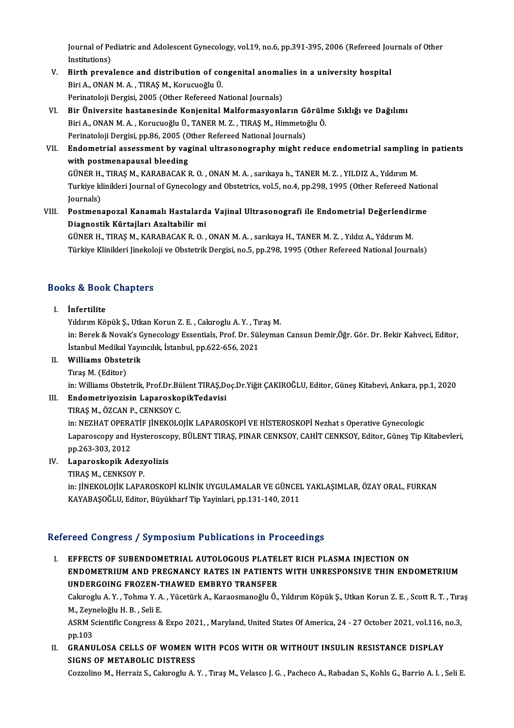Journal of Pediatric and Adolescent Gynecology, vol.19, no.6, pp.391-395, 2006 (Refereed Journals of Other Institutions)

V. **Birth prevalence and distribution of congenital anomalies in a university hospital**
Biri A., ONAN M. A. , TIRAŞ M., Korucuoğlu Ü.
Perinatoloji Dergisi, 2005 (Other Refereed National Journals)

VI. **Bir Üniversite hastanesinde Konjenital Malformasyonların Görülme Sıklığı ve Dağılımı**
Biri A., ONAN M. A. , Korucuoğlu Ü., TANER M. Z. , TIRAŞ M., Himmetoğlu Ö.
Perinatoloji Dergisi, pp.86, 2005 (Other Refereed National Journals)

VII. **Endometrial assessment by vaginal ultrasonography might reduce endometrial sampling in patients with postmenapausal bleeding**
GÜNER H., TIRAŞ M., KARABACAK R. O. , ONAN M. A. , sarıkaya h., TANER M. Z. , YILDIZ A., Yıldırım M.
Turkiye klinikleri Journal of Gynecology and Obstetrics, vol.5, no.4, pp.298, 1995 (Other Refereed National Journals)

VIII. **Postmenapozal Kanamalı Hastalarda Vajinal Ultrasonografi ile Endometrial Değerlendirme Diagnostik Kürtajları Azaltabilir mi**
GÜNER H., TIRAŞ M., KARABACAK R. O. , ONAN M. A. , sarıkaya H., TANER M. Z. , Yıldız A., Yıldırım M.
Türkiye Klinikleri Jinekoloji ve Obstetrik Dergisi, no.5, pp.298, 1995 (Other Refereed National Journals)

## Books & Book Chapters

I. **İnfertilite**
Yıldırım Köpük Ş., Utkan Korun Z. E. , Cakıroglu A. Y. , Tıraş M.
in: Berek & Novak's Gynecology Essentials, Prof. Dr. Süleyman Cansun Demir,Öğr. Gör. Dr. Bekir Kahveci, Editor, İstanbul Medikal Yayıncılık, İstanbul, pp.622-656, 2021

II. **Williams Obstetrik**
Tıraş M. (Editor)
in: Williams Obstetrik, Prof.Dr.Bülent TIRAŞ,Doç.Dr.Yiğit ÇAKIROĞLU, Editor, Güneş Kitabevi, Ankara, pp.1, 2020

III. **Endometriyozisin LaparoskopikTedavisi**
TIRAŞ M., ÖZCAN P., CENKSOY C.
in: NEZHAT OPERATİF JİNEKOLOJİK LAPAROSKOPİ VE HİSTEROSKOPİ Nezhat s Operative Gynecologic Laparoscopy and Hysteroscopy, BÜLENT TIRAŞ, PINAR CENKSOY, CAHİT CENKSOY, Editor, Güneş Tıp Kitabevleri, pp.263-303, 2012

IV. **Laparoskopik Adezyolizis**
TIRAŞ M., CENKSOY P.
in: JİNEKOLOJİK LAPAROSKOPİ KLİNİK UYGULAMALAR VE GÜNCEL YAKLAŞIMLAR, ÖZAY ORAL, FURKAN KAYABAŞOĞLU, Editor, Büyükharf Tip Yayinlari, pp.131-140, 2011

## Refereed Congress / Symposium Publications in Proceedings

I. **EFFECTS OF SUBENDOMETRIAL AUTOLOGOUS PLATELET RICH PLASMA INJECTION ON ENDOMETRIUM AND PREGNANCY RATES IN PATIENTS WITH UNRESPONSIVE THIN ENDOMETRIUM UNDERGOING FROZEN-THAWED EMBRYO TRANSFER**
Cakıroglu A. Y. , Tohma Y. A. , Yücetürk A., Karaosmanoğlu Ö., Yıldırım Köpük Ş., Utkan Korun Z. E. , Scott R. T. , Tıraş M., Zeyneloğlu H. B. , Seli E.
ASRM Scientific Congress & Expo 2021, , Maryland, United States Of America, 24 - 27 October 2021, vol.116, no.3, pp.103

II. **GRANULOSA CELLS OF WOMEN WITH PCOS WITH OR WITHOUT INSULIN RESISTANCE DISPLAY SIGNS OF METABOLIC DISTRESS**
Cozzolino M., Herraiz S., Cakıroglu A. Y. , Tıraş M., Velasco J. G. , Pacheco A., Rabadan S., Kohls G., Barrio A. I. , Seli E.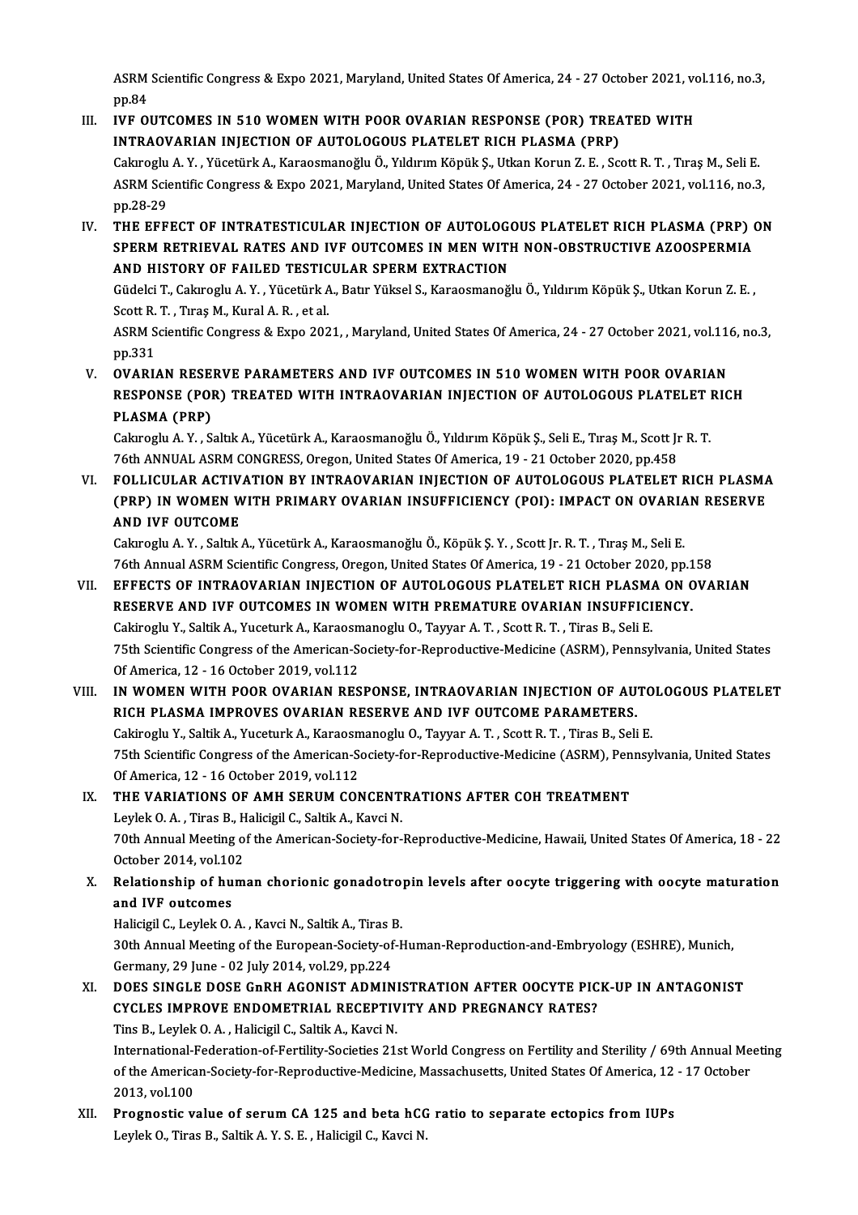ASRM Scientific Congress & Expo 2021, Maryland, United States Of America, 24 - 27 October 2021, vol.116, no.3, pp.84

III. IVF OUTCOMES IN 510 WOMEN WITH POOR OVARIAN RESPONSE (POR) TREATED WITH INTRAOVARIAN INJECTION OF AUTOLOGOUS PLATELET RICH PLASMA (PRP)
Cakıroglu A. Y. , Yücetürk A., Karaosmanoğlu Ö., Yıldırım Köpük Ş., Utkan Korun Z. E. , Scott R. T. , Tıraş M., Seli E.
ASRM Scientific Congress & Expo 2021, Maryland, United States Of America, 24 - 27 October 2021, vol.116, no.3, pp.28-29

IV. THE EFFECT OF INTRATESTICULAR INJECTION OF AUTOLOGOUS PLATELET RICH PLASMA (PRP) ON SPERM RETRIEVAL RATES AND IVF OUTCOMES IN MEN WITH NON-OBSTRUCTIVE AZOOSPERMIA AND HISTORY OF FAILED TESTICULAR SPERM EXTRACTION
Güdelci T., Cakıroglu A. Y. , Yücetürk A., Batır Yüksel S., Karaosmanoğlu Ö., Yıldırım Köpük Ş., Utkan Korun Z. E. , Scott R. T. , Tıraş M., Kural A. R. , et al.
ASRM Scientific Congress & Expo 2021, , Maryland, United States Of America, 24 - 27 October 2021, vol.116, no.3, pp.331

V. OVARIAN RESERVE PARAMETERS AND IVF OUTCOMES IN 510 WOMEN WITH POOR OVARIAN RESPONSE (POR) TREATED WITH INTRAOVARIAN INJECTION OF AUTOLOGOUS PLATELET RICH PLASMA (PRP)
Cakıroglu A. Y. , Saltık A., Yücetürk A., Karaosmanoğlu Ö., Yıldırım Köpük Ş., Seli E., Tıraş M., Scott Jr R. T.
76th ANNUAL ASRM CONGRESS, Oregon, United States Of America, 19 - 21 October 2020, pp.458

VI. FOLLICULAR ACTIVATION BY INTRAOVARIAN INJECTION OF AUTOLOGOUS PLATELET RICH PLASMA (PRP) IN WOMEN WITH PRIMARY OVARIAN INSUFFICIENCY (POI): IMPACT ON OVARIAN RESERVE AND IVF OUTCOME
Cakıroglu A. Y. , Saltık A., Yücetürk A., Karaosmanoğlu Ö., Köpük Ş. Y. , Scott Jr. R. T. , Tıraş M., Seli E.
76th Annual ASRM Scientific Congress, Oregon, United States Of America, 19 - 21 October 2020, pp.158

VII. EFFECTS OF INTRAOVARIAN INJECTION OF AUTOLOGOUS PLATELET RICH PLASMA ON OVARIAN RESERVE AND IVF OUTCOMES IN WOMEN WITH PREMATURE OVARIAN INSUFFICIENCY.
Cakiroglu Y., Saltik A., Yuceturk A., Karaosmanoglu O., Tayyar A. T. , Scott R. T. , Tiras B., Seli E.
75th Scientific Congress of the American-Society-for-Reproductive-Medicine (ASRM), Pennsylvania, United States Of America, 12 - 16 October 2019, vol.112

VIII. IN WOMEN WITH POOR OVARIAN RESPONSE, INTRAOVARIAN INJECTION OF AUTOLOGOUS PLATELET RICH PLASMA IMPROVES OVARIAN RESERVE AND IVF OUTCOME PARAMETERS.
Cakiroglu Y., Saltik A., Yuceturk A., Karaosmanoglu O., Tayyar A. T. , Scott R. T. , Tiras B., Seli E.
75th Scientific Congress of the American-Society-for-Reproductive-Medicine (ASRM), Pennsylvania, United States Of America, 12 - 16 October 2019, vol.112

IX. THE VARIATIONS OF AMH SERUM CONCENTRATIONS AFTER COH TREATMENT
Leylek O. A. , Tiras B., Halicigil C., Saltik A., Kavci N.
70th Annual Meeting of the American-Society-for-Reproductive-Medicine, Hawaii, United States Of America, 18 - 22 October 2014, vol.102

X. Relationship of human chorionic gonadotropin levels after oocyte triggering with oocyte maturation and IVF outcomes
Halicigil C., Leylek O. A. , Kavci N., Saltik A., Tiras B.
30th Annual Meeting of the European-Society-of-Human-Reproduction-and-Embryology (ESHRE), Munich, Germany, 29 June - 02 July 2014, vol.29, pp.224

XI. DOES SINGLE DOSE GnRH AGONIST ADMINISTRATION AFTER OOCYTE PICK-UP IN ANTAGONIST CYCLES IMPROVE ENDOMETRIAL RECEPTIVITY AND PREGNANCY RATES?
Tins B., Leylek O. A. , Halicigil C., Saltik A., Kavci N.
International-Federation-of-Fertility-Societies 21st World Congress on Fertility and Sterility / 69th Annual Meeting of the American-Society-for-Reproductive-Medicine, Massachusetts, United States Of America, 12 - 17 October 2013, vol.100

XII. Prognostic value of serum CA 125 and beta hCG ratio to separate ectopics from IUPs
Leylek O., Tiras B., Saltik A. Y. S. E. , Halicigil C., Kavci N.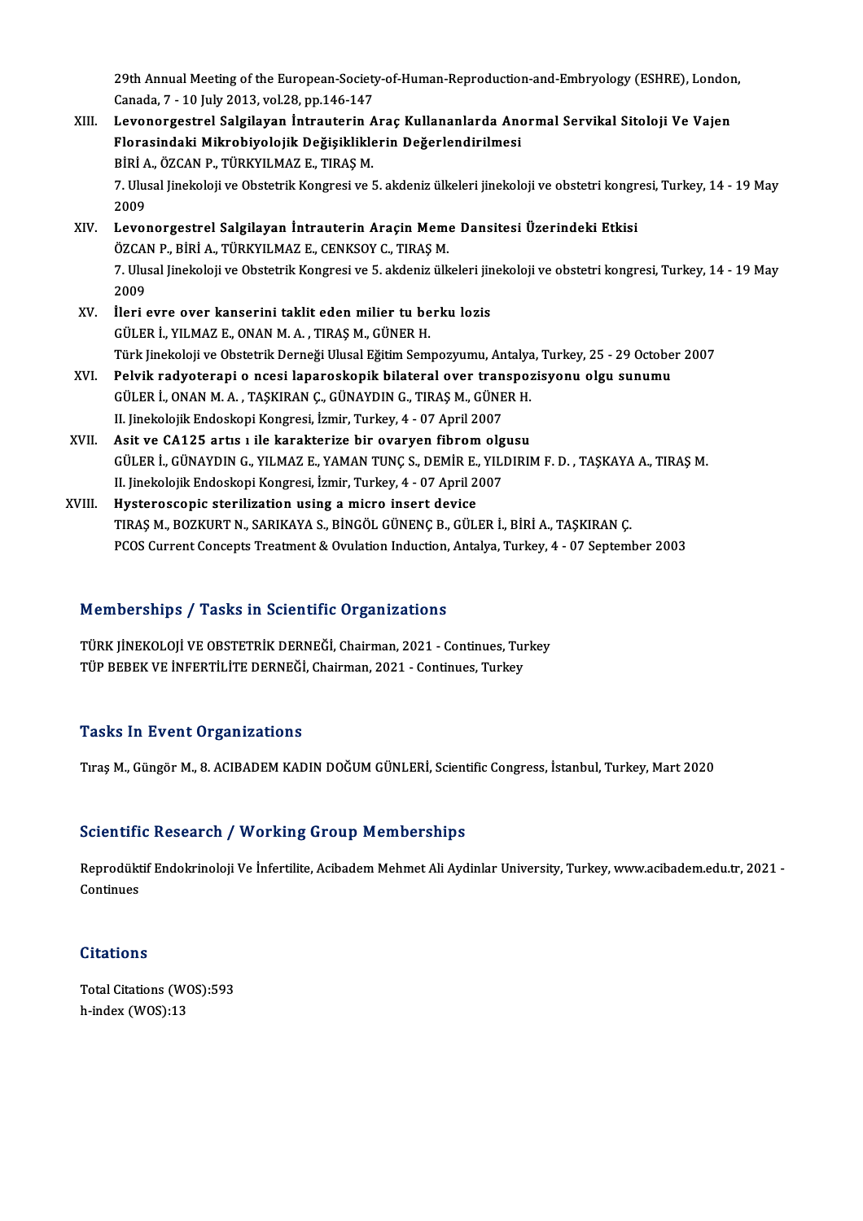29th Annual Meeting of the European-Society-of-Human-Reproduction-and-Embryology (ESHRE), London, Canada, 7 - 10 July 2013, vol.28, pp.146-147

XIII. **Levonorgestrel Salgilayan İntrauterin Araç Kullananlarda Anormal Servikal Sitoloji Ve Vajen Florasindaki Mikrobiyolojik Değişiklikleri̇n Değerlendirilmesi**
BİRİ A., ÖZCAN P., TÜRKYILMAZ E., TIRAŞ M.
7. Ulusal Jinekoloji ve Obstetrik Kongresi ve 5. akdeniz ülkeleri jinekoloji ve obstetri kongresi, Turkey, 14 - 19 May 2009

XIV. **Levonorgestrel Salgilayan İntrauterin Araçin Meme Dansitesi Üzerindeki Etkisi**
ÖZCAN P., BİRİ A., TÜRKYILMAZ E., CENKSOY C., TIRAŞ M.
7. Ulusal Jinekoloji ve Obstetrik Kongresi ve 5. akdeniz ülkeleri jinekoloji ve obstetri kongresi, Turkey, 14 - 19 May 2009

XV. **İleri evre over kanserini taklit eden milier tu berku lozis**
GÜLER İ., YILMAZ E., ONAN M. A. , TIRAŞ M., GÜNER H.
Türk Jinekoloji ve Obstetrik Derneği Ulusal Eğitim Sempozyumu, Antalya, Turkey, 25 - 29 October 2007

XVI. **Pelvik radyoterapi o ncesi laparoskopik bilateral over transpozisyonu olgu sunumu**
GÜLER İ., ONAN M. A. , TAŞKIRAN Ç., GÜNAYDIN G., TIRAŞ M., GÜNER H.
II. Jinekolojik Endoskopi Kongresi, İzmir, Turkey, 4 - 07 April 2007

XVII. **Asit ve CA125 artıs ı ile karakterize bir ovaryen fibrom olgusu**
GÜLER İ., GÜNAYDIN G., YILMAZ E., YAMAN TUNÇ S., DEMİR E., YILDIRIM F. D. , TAŞKAYA A., TIRAŞ M.
II. Jinekolojik Endoskopi Kongresi, İzmir, Turkey, 4 - 07 April 2007

XVIII. **Hysteroscopic sterilization using a micro insert device**
TIRAŞ M., BOZKURT N., SARIKAYA S., BİNGÖL GÜNENÇ B., GÜLER İ., BİRİ A., TAŞKIRAN Ç.
PCOS Current Concepts Treatment & Ovulation Induction, Antalya, Turkey, 4 - 07 September 2003

## Memberships / Tasks in Scientific Organizations

TÜRK JİNEKOLOJİ VE OBSTETRİK DERNEĞİ, Chairman, 2021 - Continues, Turkey
TÜP BEBEK VE İNFERTİLİTE DERNEĞİ, Chairman, 2021 - Continues, Turkey

## Tasks In Event Organizations

Tıraş M., Güngör M., 8. ACIBADEM KADIN DOĞUM GÜNLERİ, Scientific Congress, İstanbul, Turkey, Mart 2020

## Scientific Research / Working Group Memberships

Reprodüktif Endokrinoloji Ve İnfertilite, Acibadem Mehmet Ali Aydinlar University, Turkey, www.acibadem.edu.tr, 2021 - Continues

## Citations

Total Citations (WOS):593
h-index (WOS):13